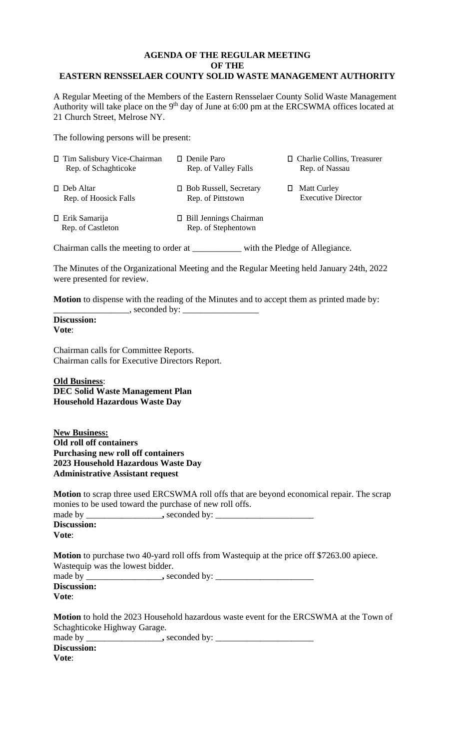**AGENDA OF THE REGULAR MEETING**
**OF THE**
**EASTERN RENSSELAER COUNTY SOLID WASTE MANAGEMENT AUTHORITY**

A Regular Meeting of the Members of the Eastern Rensselaer County Solid Waste Management Authority will take place on the 9th day of June at 6:00 pm at the ERCSWMA offices located at 21 Church Street, Melrose NY.

The following persons will be present:

| | | |
|---|---|---|
| ☐ Tim Salisbury Vice-Chairman<br>Rep. of Schaghticoke | ☐ Denile Paro<br>Rep. of Valley Falls | ☐ Charlie Collins, Treasurer<br>Rep. of Nassau |
| ☐ Deb Altar<br>Rep. of Hoosick Falls | ☐ Bob Russell, Secretary<br>Rep. of Pittstown | ☐ Matt Curley<br>Executive Director |
| ☐ Erik Samarija<br>Rep. of Castleton | ☐ Bill Jennings Chairman<br>Rep. of Stephentown | |

Chairman calls the meeting to order at ___________ with the Pledge of Allegiance.

The Minutes of the Organizational Meeting and the Regular Meeting held January 24th, 2022 were presented for review.

**Motion** to dispense with the reading of the Minutes and to accept them as printed made by: _________________, seconded by: _________________

**Discussion:**

**Vote**:

Chairman calls for Committee Reports.
Chairman calls for Executive Directors Report.

**Old Business**:

**DEC Solid Waste Management Plan**

**Household Hazardous Waste Day**

**New Business:**

**Old roll off containers**

**Purchasing new roll off containers**

**2023 Household Hazardous Waste Day**

**Administrative Assistant request**

**Motion** to scrap three used ERCSWMA roll offs that are beyond economical repair. The scrap monies to be used toward the purchase of new roll offs.
made by _________________, seconded by: ______________________

**Discussion:**

**Vote**:

**Motion** to purchase two 40-yard roll offs from Wastequip at the price off $7263.00 apiece. Wastequip was the lowest bidder.
made by _________________, seconded by: ______________________

**Discussion:**

**Vote**:

**Motion** to hold the 2023 Household hazardous waste event for the ERCSWMA at the Town of Schaghticoke Highway Garage.
made by _________________, seconded by: ______________________

**Discussion:**

**Vote**: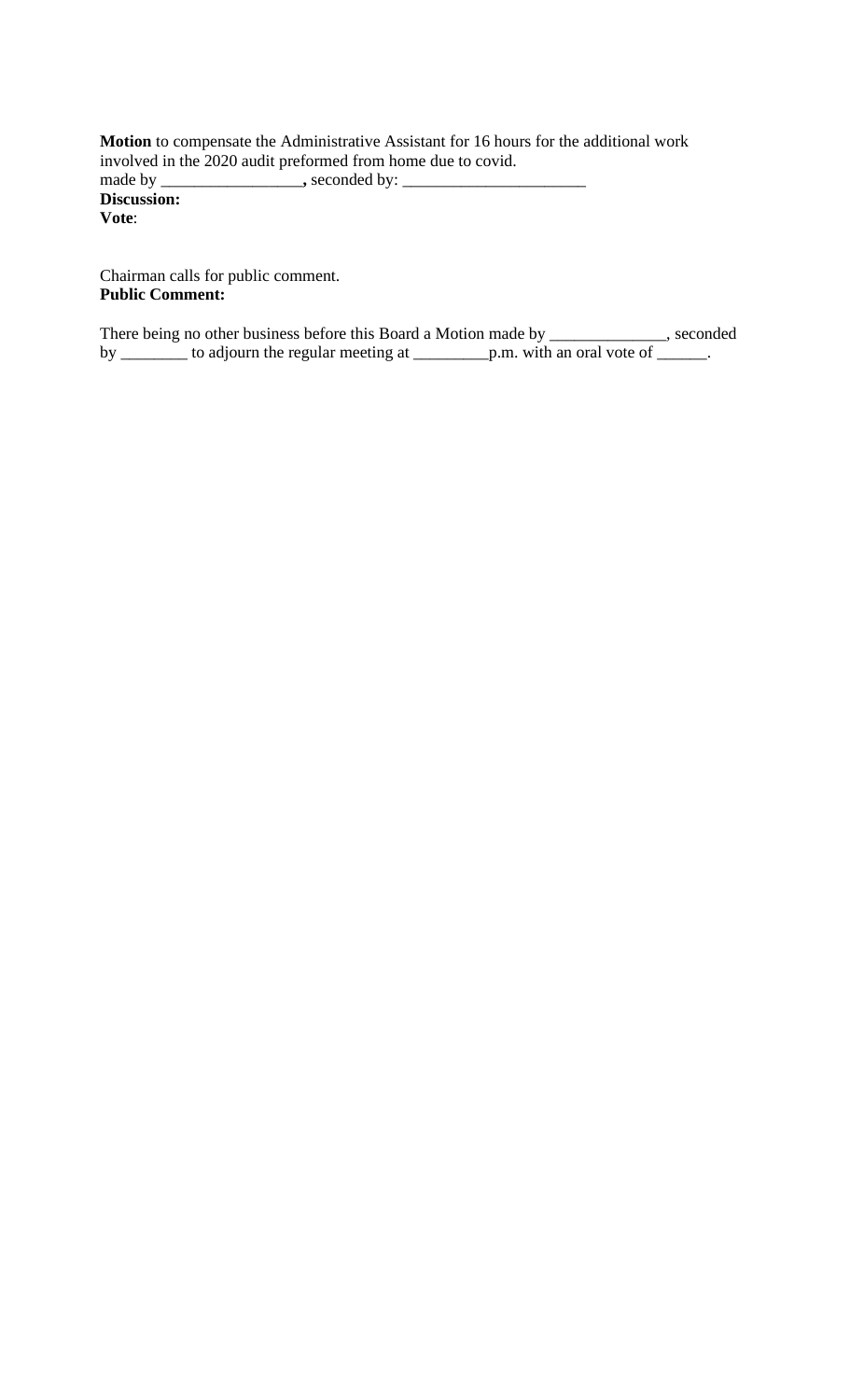**Motion** to compensate the Administrative Assistant for 16 hours for the additional work involved in the 2020 audit preformed from home due to covid.
made by _________________**,** seconded by: ______________________
**Discussion:**
**Vote**:

Chairman calls for public comment.
**Public Comment:**

There being no other business before this Board a Motion made by ______________, seconded by ________ to adjourn the regular meeting at _________p.m. with an oral vote of ______.